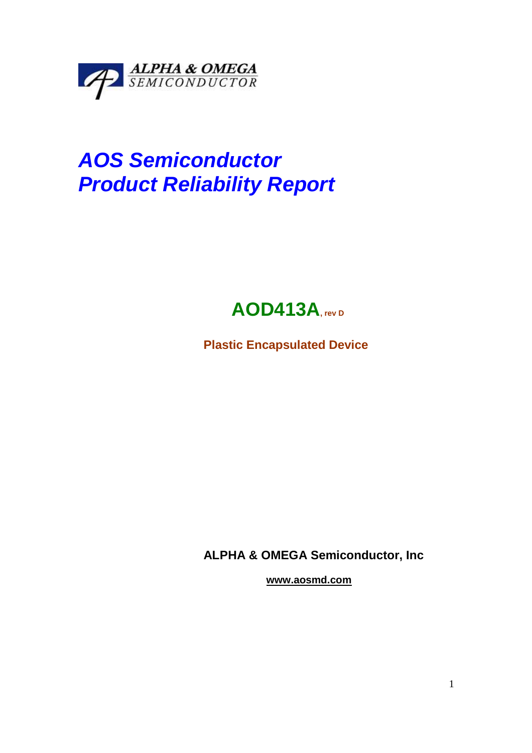ALPHA & OMEGA
SEMICONDUCTOR

# *AOS Semiconductor*
# *Product Reliability Report*

## AOD413A, rev D

**Plastic Encapsulated Device**

**ALPHA & OMEGA Semiconductor, Inc**

**www.aosmd.com**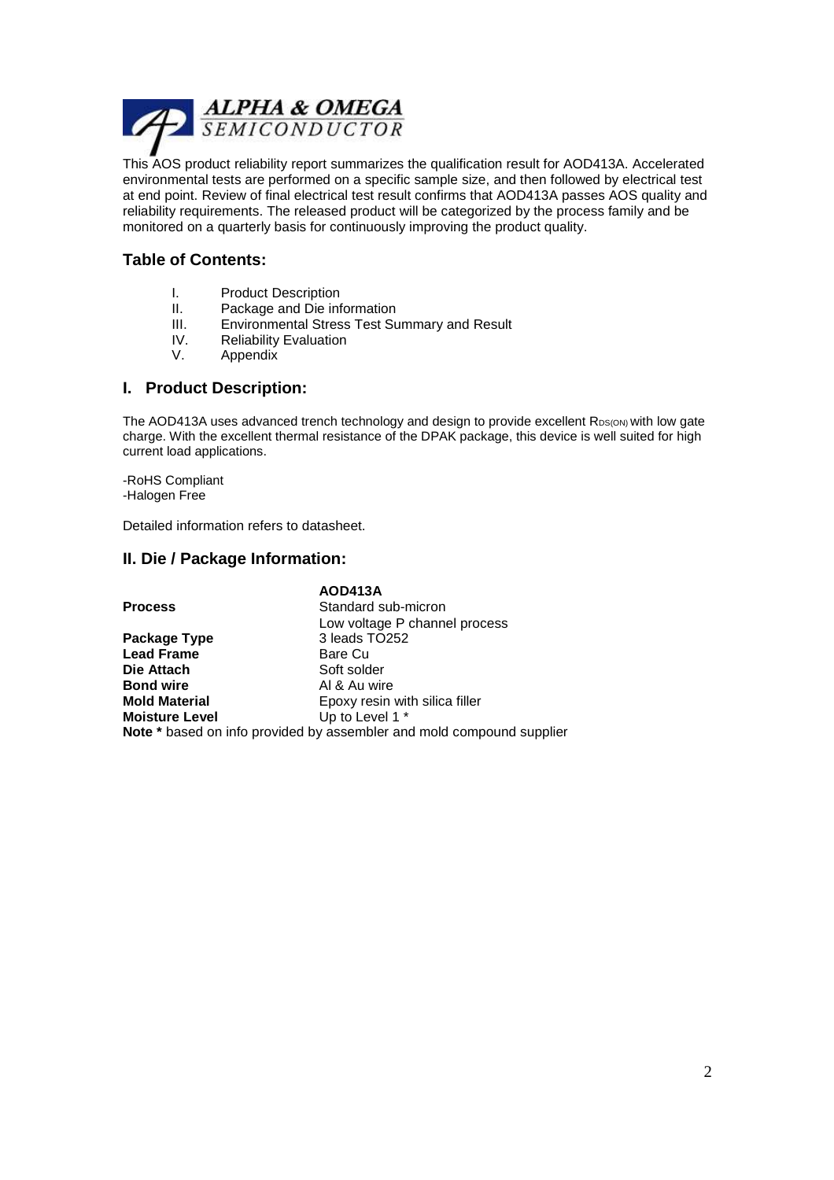This AOS product reliability report summarizes the qualification result for AOD413A. Accelerated environmental tests are performed on a specific sample size, and then followed by electrical test at end point. Review of final electrical test result confirms that AOD413A passes AOS quality and reliability requirements. The released product will be categorized by the process family and be monitored on a quarterly basis for continuously improving the product quality.

## Table of Contents:

I. Product Description
II. Package and Die information
III. Environmental Stress Test Summary and Result
IV. Reliability Evaluation
V. Appendix

## I. Product Description:

The AOD413A uses advanced trench technology and design to provide excellent $R_{DS(ON)}$ with low gate charge. With the excellent thermal resistance of the DPAK package, this device is well suited for high current load applications.

-RoHS Compliant
-Halogen Free

Detailed information refers to datasheet.

## II. Die / Package Information:

| | **AOD413A** |
|---|---|
| **Process** | Standard sub-micron<br>Low voltage P channel process |
| **Package Type** | 3 leads TO252 |
| **Lead Frame** | Bare Cu |
| **Die Attach** | Soft solder |
| **Bond wire** | Al & Au wire |
| **Mold Material** | Epoxy resin with silica filler |
| **Moisture Level** | Up to Level 1 * |

**Note *** based on info provided by assembler and mold compound supplier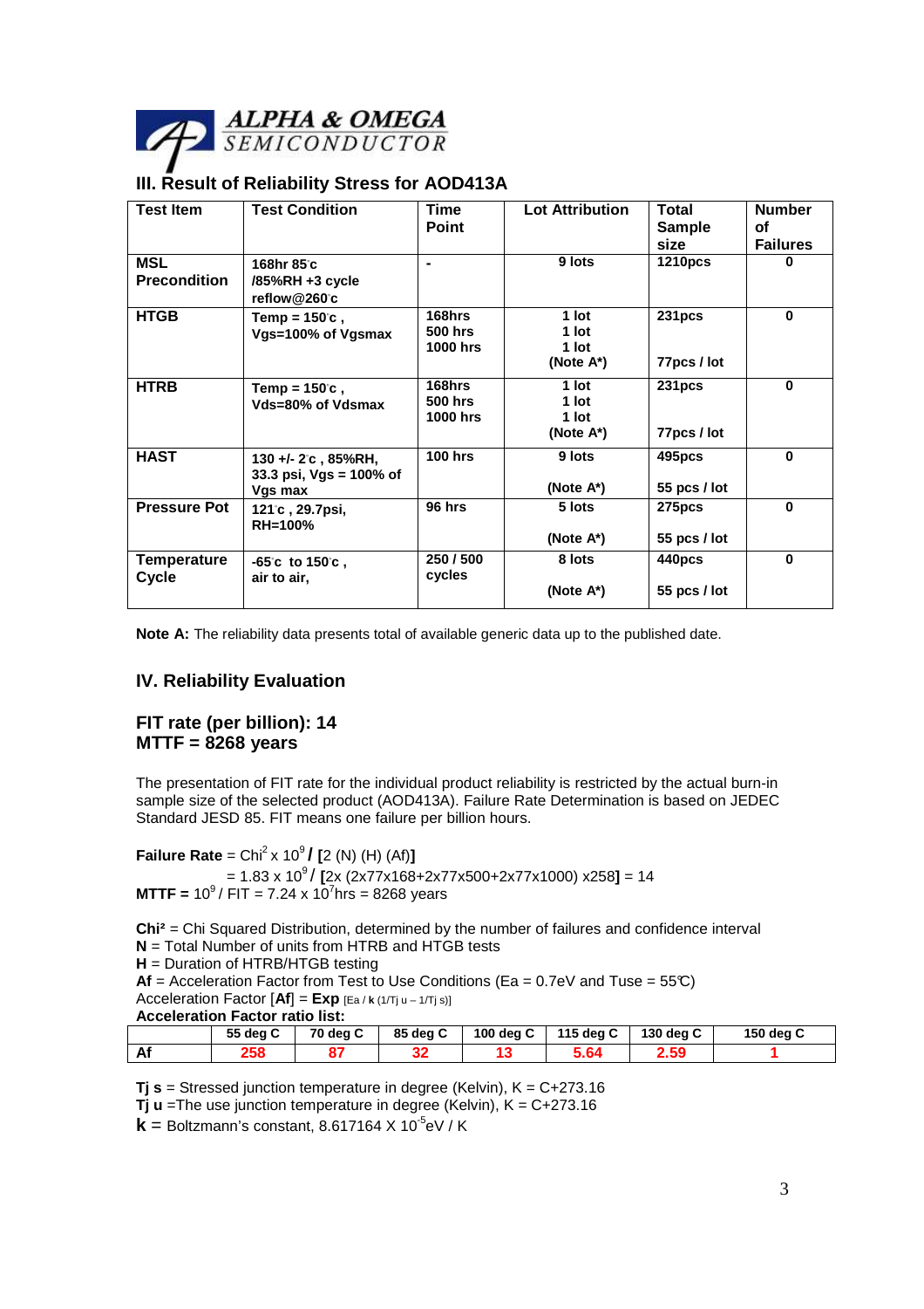ALPHA & OMEGA SEMICONDUCTOR

## III. Result of Reliability Stress for AOD413A

| Test Item | Test Condition | Time Point | Lot Attribution | Total Sample size | Number of Failures |
|---|---|---|---|---|---|
| MSL Precondition | 168hr 85°c /85%RH +3 cycle reflow@260°c | - | 9 lots | 1210pcs | 0 |
| HTGB | Temp = 150°c , Vgs=100% of Vgsmax | 168hrs<br>500 hrs<br>1000 hrs | 1 lot<br>1 lot<br>1 lot<br>(Note A*) | 231pcs<br><br>77pcs / lot | 0 |
| HTRB | Temp = 150°c , Vds=80% of Vdsmax | 168hrs<br>500 hrs<br>1000 hrs | 1 lot<br>1 lot<br>1 lot<br>(Note A*) | 231pcs<br><br>77pcs / lot | 0 |
| HAST | 130 +/- 2°c , 85%RH, 33.3 psi, Vgs = 100% of Vgs max | 100 hrs | 9 lots<br>(Note A*) | 495pcs<br>55 pcs / lot | 0 |
| Pressure Pot | 121°c , 29.7psi, RH=100% | 96 hrs | 5 lots<br>(Note A*) | 275pcs<br>55 pcs / lot | 0 |
| Temperature Cycle | -65°c to 150°c , air to air, | 250 / 500 cycles | 8 lots<br>(Note A*) | 440pcs<br>55 pcs / lot | 0 |

**Note A:** The reliability data presents total of available generic data up to the published date.

## IV. Reliability Evaluation

### FIT rate (per billion): 14
### MTTF = 8268 years

The presentation of FIT rate for the individual product reliability is restricted by the actual burn-in sample size of the selected product (AOD413A). Failure Rate Determination is based on JEDEC Standard JESD 85. FIT means one failure per billion hours.

**Failure Rate** = $Chi^2 \times 10^9$ **/ [**2 (N) (H) (Af)**]**

= $1.83 \times 10^9$ / **[**2x (2x77x168+2x77x500+2x77x1000) x258**]** = 14

**MTTF =** $10^9$ / FIT = $7.24 \times 10^7$hrs = 8268 years

**Chi²** = Chi Squared Distribution, determined by the number of failures and confidence interval
**N** = Total Number of units from HTRB and HTGB tests
**H** = Duration of HTRB/HTGB testing
**Af** = Acceleration Factor from Test to Use Conditions (Ea = 0.7eV and Tuse = 55°C)
Acceleration Factor [**Af**] = **Exp** [Ea / **k** (1/Tj u – 1/Tj s)]
**Acceleration Factor ratio list:**

| | 55 deg C | 70 deg C | 85 deg C | 100 deg C | 115 deg C | 130 deg C | 150 deg C |
|---|---|---|---|---|---|---|---|
| Af | 258 | 87 | 32 | 13 | 5.64 | 2.59 | 1 |

**Tj s** = Stressed junction temperature in degree (Kelvin), K = C+273.16
**Tj u** =The use junction temperature in degree (Kelvin), K = C+273.16
**k** = Boltzmann's constant, $8.617164 \times 10^{-5}$eV / K